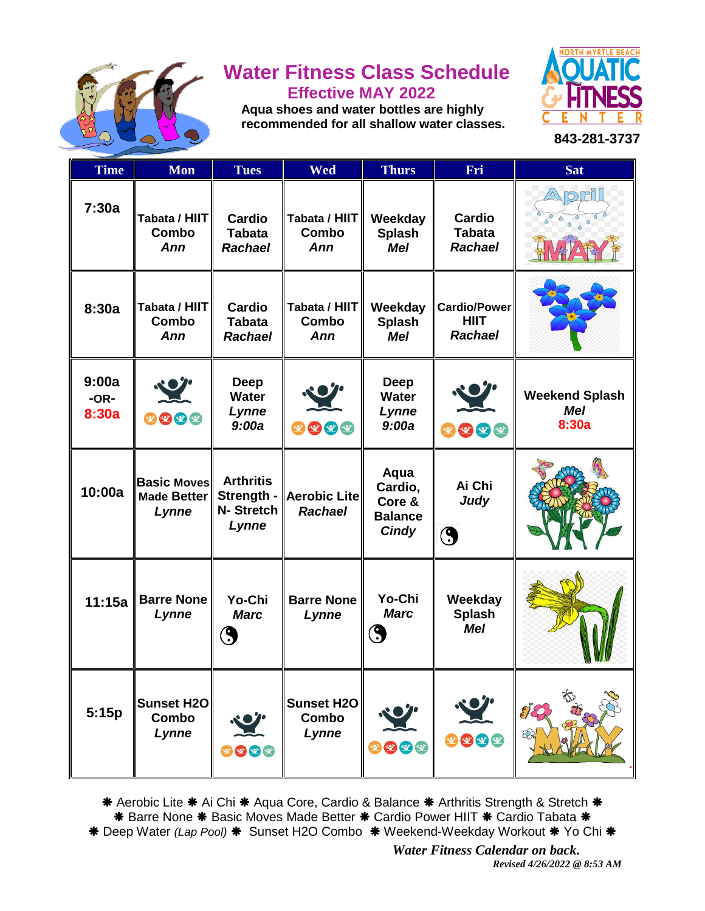# Water Fitness Class Schedule

## Effective MAY 2022

**Aqua shoes and water bottles are highly recommended for all shallow water classes.**

**NORTH MYRTLE BEACH AQUATIC & FITNESS CENTER**

**843-281-3737**

| Time | Mon | Tues | Wed | Thurs | Fri | Sat |
|---|---|---|---|---|---|---|
| 7:30a | Tabata / HIIT Combo *Ann* | Cardio Tabata *Rachael* | Tabata / HIIT Combo *Ann* | Weekday Splash *Mel* | Cardio Tabata *Rachael* | |
| 8:30a | Tabata / HIIT Combo *Ann* | Cardio Tabata *Rachael* | Tabata / HIIT Combo *Ann* | Weekday Splash *Mel* | Cardio/Power HIIT *Rachael* | |
| 9:00a -OR- 8:30a | | Deep Water *Lynne* *9:00a* | | Deep Water *Lynne* *9:00a* | | Weekend Splash *Mel* 8:30a |
| 10:00a | Basic Moves Made Better *Lynne* | Arthritis Strength - N- Stretch *Lynne* | Aerobic Lite *Rachael* | Aqua Cardio, Core & Balance *Cindy* | Ai Chi *Judy* | |
| 11:15a | Barre None *Lynne* | Yo-Chi *Marc* | Barre None *Lynne* | Yo-Chi *Marc* | Weekday Splash *Mel* | |
| 5:15p | Sunset H2O Combo *Lynne* | | Sunset H2O Combo *Lynne* | | | |

❋ Aerobic Lite ❋ Ai Chi ❋ Aqua Core, Cardio & Balance ❋ Arthritis Strength & Stretch ❋
❋ Barre None ❋ Basic Moves Made Better ❋ Cardio Power HIIT ❋ Cardio Tabata ❋
❋ Deep Water *(Lap Pool)* ❋ Sunset H2O Combo ❋ Weekend-Weekday Workout ❋ Yo Chi ❋

***Water Fitness Calendar on back.***

***Revised 4/26/2022 @ 8:53 AM***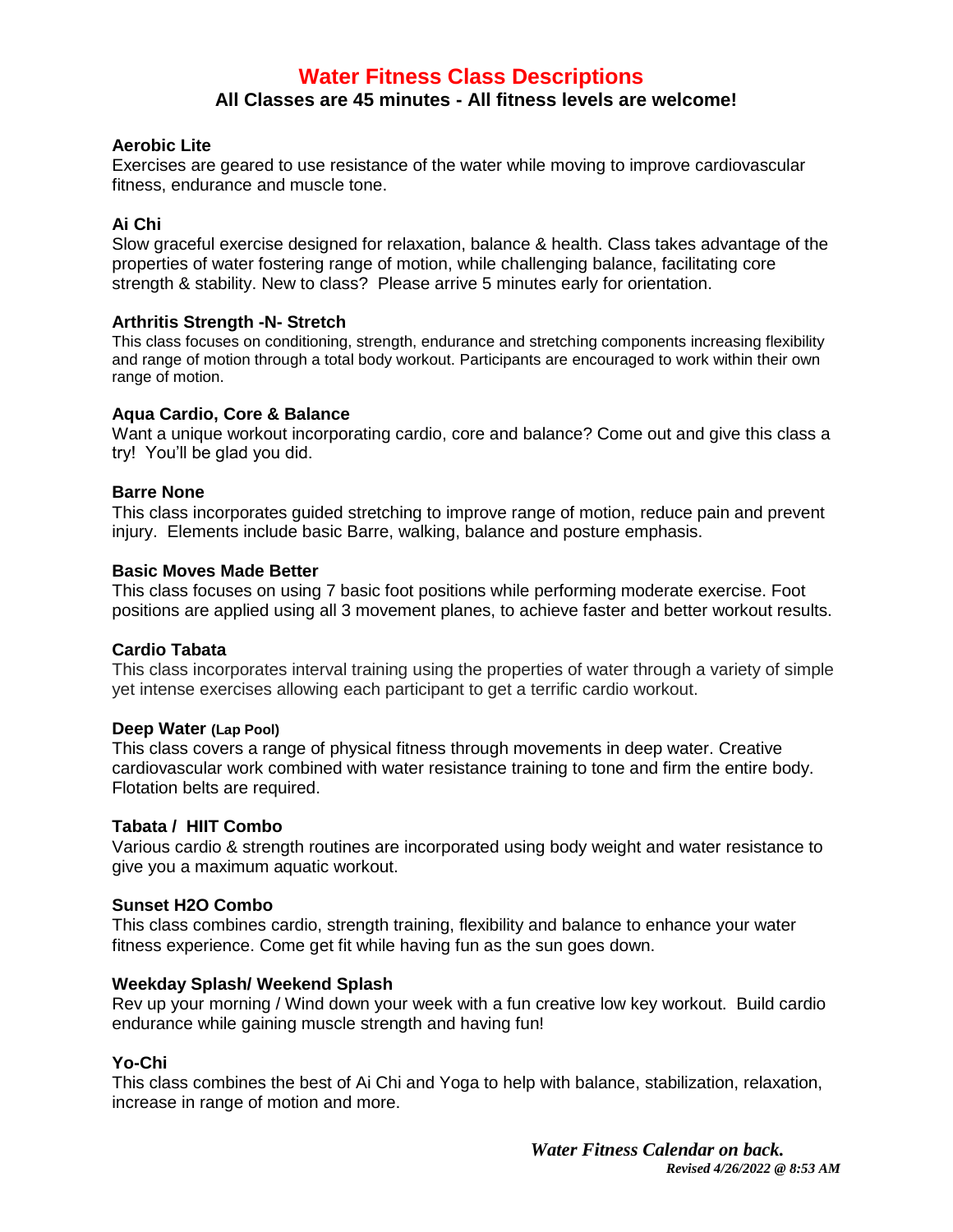# Water Fitness Class Descriptions

## All Classes are 45 minutes - All fitness levels are welcome!

**Aerobic Lite**

Exercises are geared to use resistance of the water while moving to improve cardiovascular fitness, endurance and muscle tone.

**Ai Chi**

Slow graceful exercise designed for relaxation, balance & health. Class takes advantage of the properties of water fostering range of motion, while challenging balance, facilitating core strength & stability. New to class? Please arrive 5 minutes early for orientation.

**Arthritis Strength -N- Stretch**

This class focuses on conditioning, strength, endurance and stretching components increasing flexibility and range of motion through a total body workout. Participants are encouraged to work within their own range of motion.

**Aqua Cardio, Core & Balance**

Want a unique workout incorporating cardio, core and balance? Come out and give this class a try! You'll be glad you did.

**Barre None**

This class incorporates guided stretching to improve range of motion, reduce pain and prevent injury. Elements include basic Barre, walking, balance and posture emphasis.

**Basic Moves Made Better**

This class focuses on using 7 basic foot positions while performing moderate exercise. Foot positions are applied using all 3 movement planes, to achieve faster and better workout results.

**Cardio Tabata**

This class incorporates interval training using the properties of water through a variety of simple yet intense exercises allowing each participant to get a terrific cardio workout.

**Deep Water (Lap Pool)**

This class covers a range of physical fitness through movements in deep water. Creative cardiovascular work combined with water resistance training to tone and firm the entire body. Flotation belts are required.

**Tabata / HIIT Combo**

Various cardio & strength routines are incorporated using body weight and water resistance to give you a maximum aquatic workout.

**Sunset H2O Combo**

This class combines cardio, strength training, flexibility and balance to enhance your water fitness experience. Come get fit while having fun as the sun goes down.

**Weekday Splash/ Weekend Splash**

Rev up your morning / Wind down your week with a fun creative low key workout. Build cardio endurance while gaining muscle strength and having fun!

**Yo-Chi**

This class combines the best of Ai Chi and Yoga to help with balance, stabilization, relaxation, increase in range of motion and more.

***Water Fitness Calendar on back.***

***Revised 4/26/2022 @ 8:53 AM***